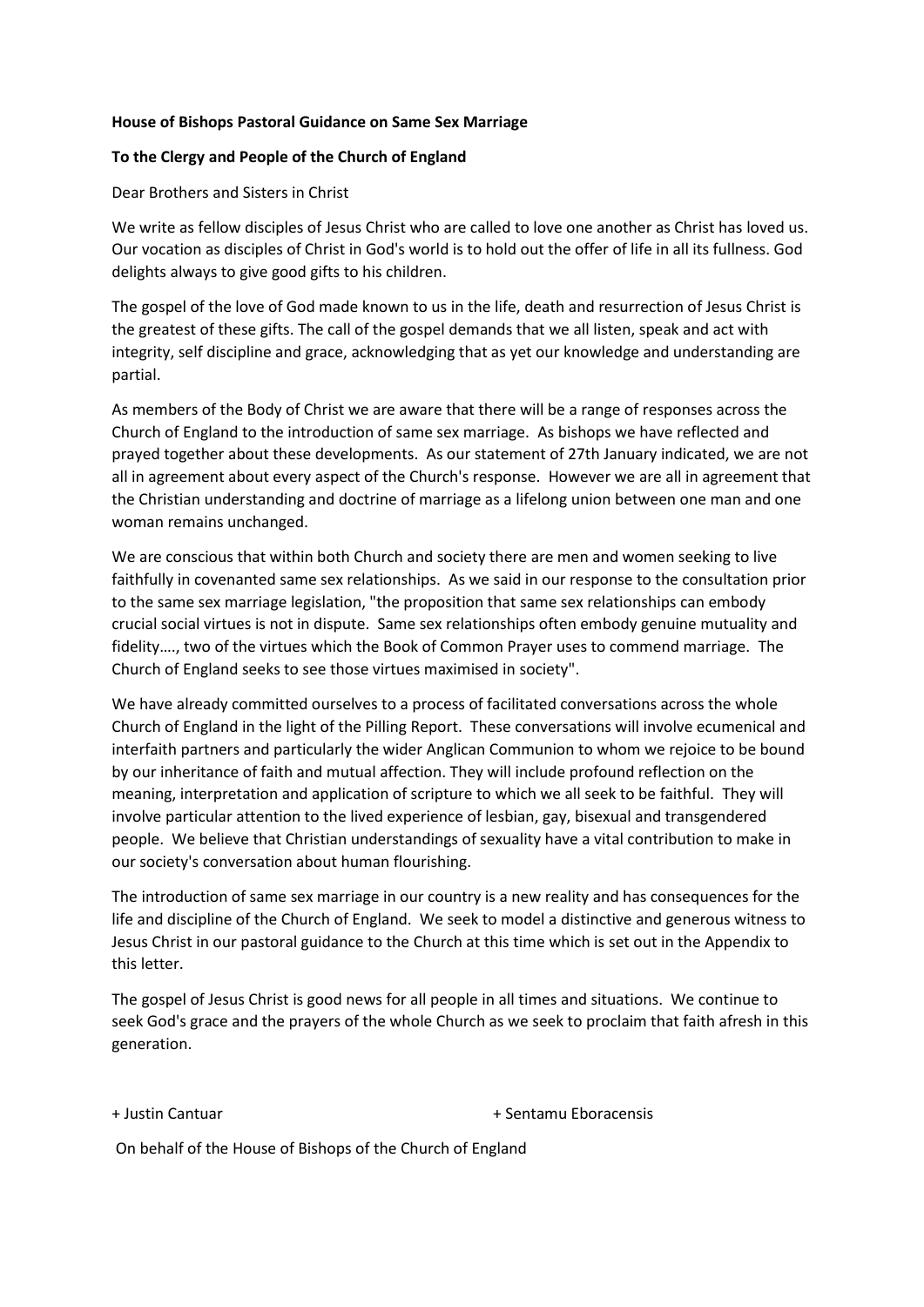**House of Bishops Pastoral Guidance on Same Sex Marriage**

**To the Clergy and People of the Church of England**

Dear Brothers and Sisters in Christ

We write as fellow disciples of Jesus Christ who are called to love one another as Christ has loved us. Our vocation as disciples of Christ in God's world is to hold out the offer of life in all its fullness. God delights always to give good gifts to his children.

The gospel of the love of God made known to us in the life, death and resurrection of Jesus Christ is the greatest of these gifts. The call of the gospel demands that we all listen, speak and act with integrity, self discipline and grace, acknowledging that as yet our knowledge and understanding are partial.

As members of the Body of Christ we are aware that there will be a range of responses across the Church of England to the introduction of same sex marriage. As bishops we have reflected and prayed together about these developments. As our statement of 27th January indicated, we are not all in agreement about every aspect of the Church's response. However we are all in agreement that the Christian understanding and doctrine of marriage as a lifelong union between one man and one woman remains unchanged.

We are conscious that within both Church and society there are men and women seeking to live faithfully in covenanted same sex relationships. As we said in our response to the consultation prior to the same sex marriage legislation, "the proposition that same sex relationships can embody crucial social virtues is not in dispute. Same sex relationships often embody genuine mutuality and fidelity…., two of the virtues which the Book of Common Prayer uses to commend marriage. The Church of England seeks to see those virtues maximised in society".

We have already committed ourselves to a process of facilitated conversations across the whole Church of England in the light of the Pilling Report. These conversations will involve ecumenical and interfaith partners and particularly the wider Anglican Communion to whom we rejoice to be bound by our inheritance of faith and mutual affection. They will include profound reflection on the meaning, interpretation and application of scripture to which we all seek to be faithful. They will involve particular attention to the lived experience of lesbian, gay, bisexual and transgendered people. We believe that Christian understandings of sexuality have a vital contribution to make in our society's conversation about human flourishing.

The introduction of same sex marriage in our country is a new reality and has consequences for the life and discipline of the Church of England. We seek to model a distinctive and generous witness to Jesus Christ in our pastoral guidance to the Church at this time which is set out in the Appendix to this letter.

The gospel of Jesus Christ is good news for all people in all times and situations. We continue to seek God's grace and the prayers of the whole Church as we seek to proclaim that faith afresh in this generation.

+ Justin Cantuar + Sentamu Eboracensis

On behalf of the House of Bishops of the Church of England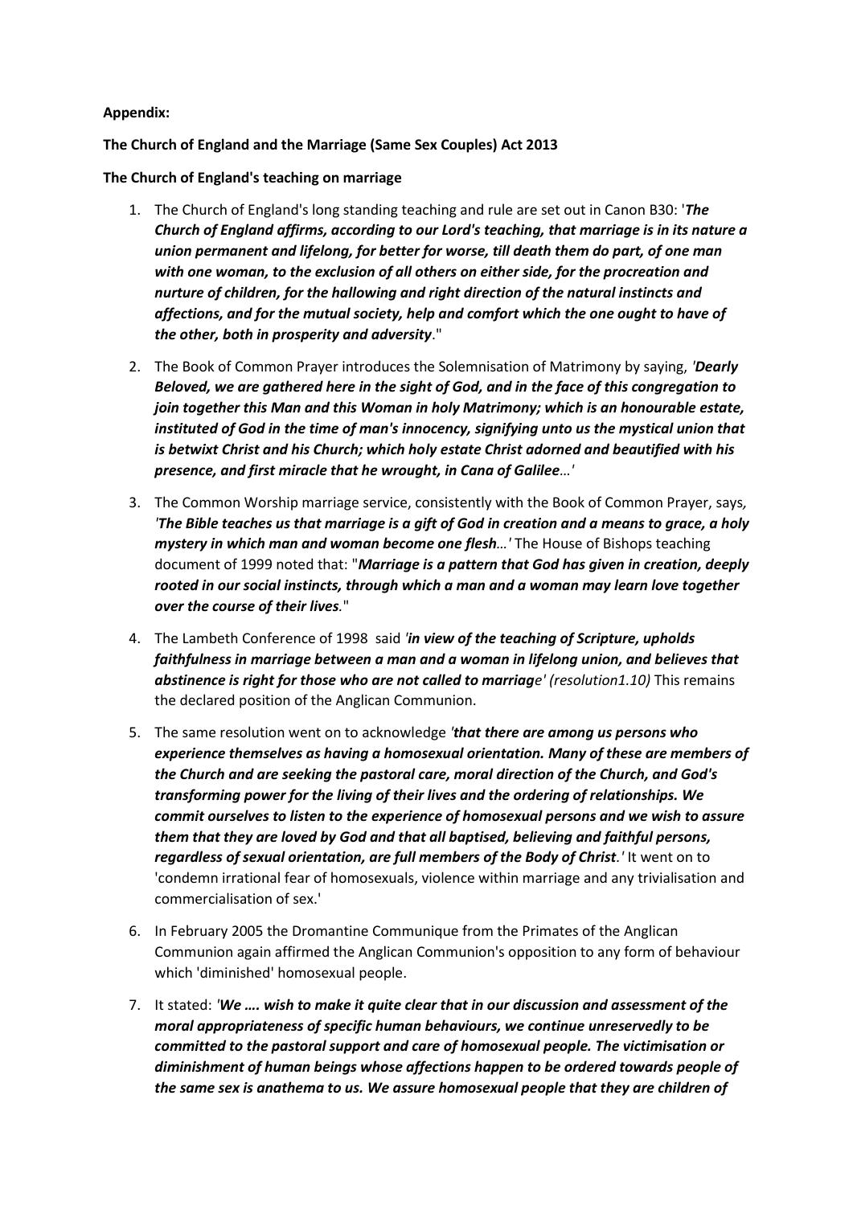**Appendix:**

**The Church of England and the Marriage (Same Sex Couples) Act 2013**

**The Church of England's teaching on marriage**

1. The Church of England's long standing teaching and rule are set out in Canon B30: '***The Church of England affirms, according to our Lord's teaching, that marriage is in its nature a union permanent and lifelong, for better for worse, till death them do part, of one man with one woman, to the exclusion of all others on either side, for the procreation and nurture of children, for the hallowing and right direction of the natural instincts and affections, and for the mutual society, help and comfort which the one ought to have of the other, both in prosperity and adversity***."

2. The Book of Common Prayer introduces the Solemnisation of Matrimony by saying, *'**Dearly Beloved, we are gathered here in the sight of God, and in the face of this congregation to join together this Man and this Woman in holy Matrimony; which is an honourable estate, instituted of God in the time of man's innocency, signifying unto us the mystical union that is betwixt Christ and his Church; which holy estate Christ adorned and beautified with his presence, and first miracle that he wrought, in Cana of Galilee**…'*

3. The Common Worship marriage service, consistently with the Book of Common Prayer, says, *'**The Bible teaches us that marriage is a gift of God in creation and a means to grace, a holy mystery in which man and woman become one flesh**…'* The House of Bishops teaching document of 1999 noted that: "***Marriage is a pattern that God has given in creation, deeply rooted in our social instincts, through which a man and a woman may learn love together over the course of their lives.***"

4. The Lambeth Conference of 1998 said *'**in view of the teaching of Scripture, upholds faithfulness in marriage between a man and a woman in lifelong union, and believes that abstinence is right for those who are not called to marriag**e' (resolution1.10)* This remains the declared position of the Anglican Communion.

5. The same resolution went on to acknowledge *'**that there are among us persons who experience themselves as having a homosexual orientation. Many of these are members of the Church and are seeking the pastoral care, moral direction of the Church, and God's transforming power for the living of their lives and the ordering of relationships. We commit ourselves to listen to the experience of homosexual persons and we wish to assure them that they are loved by God and that all baptised, believing and faithful persons, regardless of sexual orientation, are full members of the Body of Christ.**'* It went on to 'condemn irrational fear of homosexuals, violence within marriage and any trivialisation and commercialisation of sex.'

6. In February 2005 the Dromantine Communique from the Primates of the Anglican Communion again affirmed the Anglican Communion's opposition to any form of behaviour which 'diminished' homosexual people.

7. It stated: *'**We …. wish to make it quite clear that in our discussion and assessment of the moral appropriateness of specific human behaviours, we continue unreservedly to be committed to the pastoral support and care of homosexual people. The victimisation or diminishment of human beings whose affections happen to be ordered towards people of the same sex is anathema to us. We assure homosexual people that they are children of***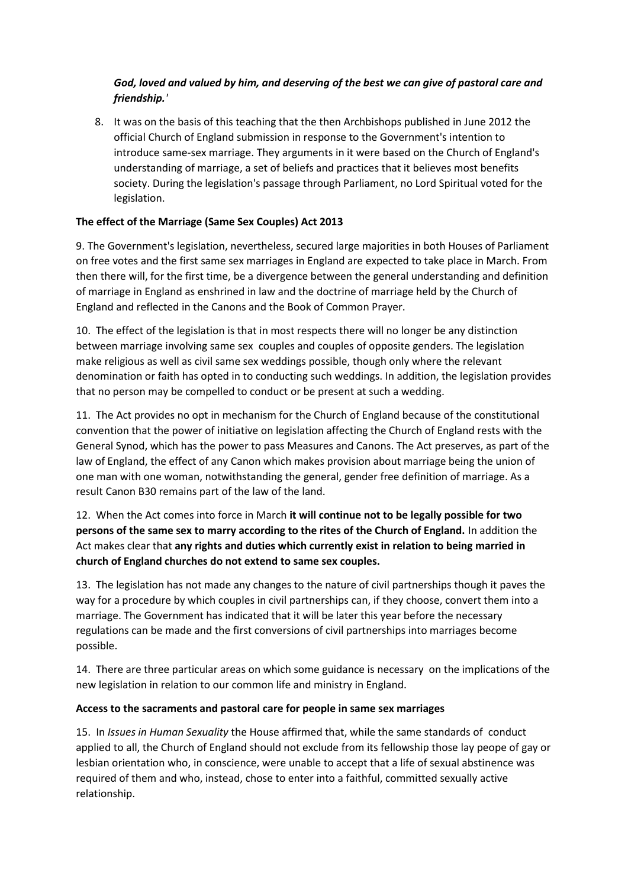*God, loved and valued by him, and deserving of the best we can give of pastoral care and friendship.'*

8. It was on the basis of this teaching that the then Archbishops published in June 2012 the official Church of England submission in response to the Government's intention to introduce same-sex marriage. They arguments in it were based on the Church of England's understanding of marriage, a set of beliefs and practices that it believes most benefits society. During the legislation's passage through Parliament, no Lord Spiritual voted for the legislation.

**The effect of the Marriage (Same Sex Couples) Act 2013**

9. The Government's legislation, nevertheless, secured large majorities in both Houses of Parliament on free votes and the first same sex marriages in England are expected to take place in March. From then there will, for the first time, be a divergence between the general understanding and definition of marriage in England as enshrined in law and the doctrine of marriage held by the Church of England and reflected in the Canons and the Book of Common Prayer.

10. The effect of the legislation is that in most respects there will no longer be any distinction between marriage involving same sex couples and couples of opposite genders. The legislation make religious as well as civil same sex weddings possible, though only where the relevant denomination or faith has opted in to conducting such weddings. In addition, the legislation provides that no person may be compelled to conduct or be present at such a wedding.

11. The Act provides no opt in mechanism for the Church of England because of the constitutional convention that the power of initiative on legislation affecting the Church of England rests with the General Synod, which has the power to pass Measures and Canons. The Act preserves, as part of the law of England, the effect of any Canon which makes provision about marriage being the union of one man with one woman, notwithstanding the general, gender free definition of marriage. As a result Canon B30 remains part of the law of the land.

12. When the Act comes into force in March **it will continue not to be legally possible for two persons of the same sex to marry according to the rites of the Church of England.** In addition the Act makes clear that **any rights and duties which currently exist in relation to being married in church of England churches do not extend to same sex couples.**

13. The legislation has not made any changes to the nature of civil partnerships though it paves the way for a procedure by which couples in civil partnerships can, if they choose, convert them into a marriage. The Government has indicated that it will be later this year before the necessary regulations can be made and the first conversions of civil partnerships into marriages become possible.

14. There are three particular areas on which some guidance is necessary on the implications of the new legislation in relation to our common life and ministry in England.

**Access to the sacraments and pastoral care for people in same sex marriages**

15. In *Issues in Human Sexuality* the House affirmed that, while the same standards of conduct applied to all, the Church of England should not exclude from its fellowship those lay peope of gay or lesbian orientation who, in conscience, were unable to accept that a life of sexual abstinence was required of them and who, instead, chose to enter into a faithful, committed sexually active relationship.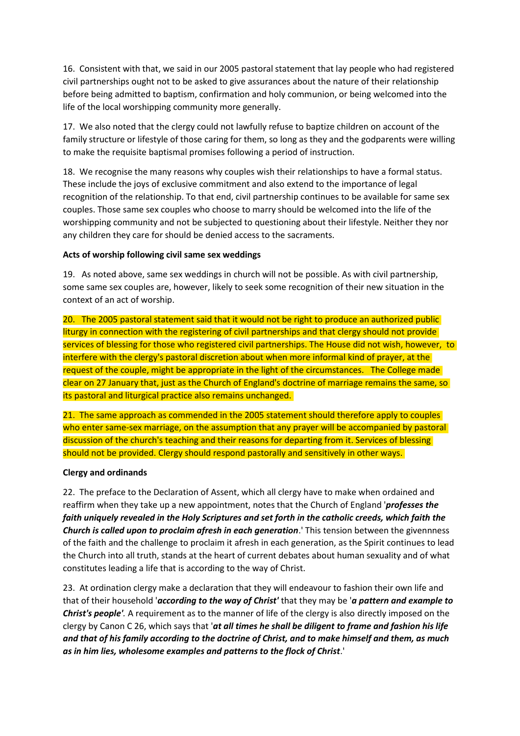16. Consistent with that, we said in our 2005 pastoral statement that lay people who had registered civil partnerships ought not to be asked to give assurances about the nature of their relationship before being admitted to baptism, confirmation and holy communion, or being welcomed into the life of the local worshipping community more generally.

17. We also noted that the clergy could not lawfully refuse to baptize children on account of the family structure or lifestyle of those caring for them, so long as they and the godparents were willing to make the requisite baptismal promises following a period of instruction.

18. We recognise the many reasons why couples wish their relationships to have a formal status. These include the joys of exclusive commitment and also extend to the importance of legal recognition of the relationship. To that end, civil partnership continues to be available for same sex couples. Those same sex couples who choose to marry should be welcomed into the life of the worshipping community and not be subjected to questioning about their lifestyle. Neither they nor any children they care for should be denied access to the sacraments.

**Acts of worship following civil same sex weddings**

19. As noted above, same sex weddings in church will not be possible. As with civil partnership, some same sex couples are, however, likely to seek some recognition of their new situation in the context of an act of worship.

20. The 2005 pastoral statement said that it would not be right to produce an authorized public liturgy in connection with the registering of civil partnerships and that clergy should not provide services of blessing for those who registered civil partnerships. The House did not wish, however, to interfere with the clergy's pastoral discretion about when more informal kind of prayer, at the request of the couple, might be appropriate in the light of the circumstances. The College made clear on 27 January that, just as the Church of England's doctrine of marriage remains the same, so its pastoral and liturgical practice also remains unchanged.

21. The same approach as commended in the 2005 statement should therefore apply to couples who enter same-sex marriage, on the assumption that any prayer will be accompanied by pastoral discussion of the church's teaching and their reasons for departing from it. Services of blessing should not be provided. Clergy should respond pastorally and sensitively in other ways.

**Clergy and ordinands**

22. The preface to the Declaration of Assent, which all clergy have to make when ordained and reaffirm when they take up a new appointment, notes that the Church of England '***professes the faith uniquely revealed in the Holy Scriptures and set forth in the catholic creeds, which faith the Church is called upon to proclaim afresh in each generation***.' This tension between the givennness of the faith and the challenge to proclaim it afresh in each generation, as the Spirit continues to lead the Church into all truth, stands at the heart of current debates about human sexuality and of what constitutes leading a life that is according to the way of Christ.

23. At ordination clergy make a declaration that they will endeavour to fashion their own life and that of their household '***according to the way of Christ***' that they may be '***a pattern and example to Christ's people***'. A requirement as to the manner of life of the clergy is also directly imposed on the clergy by Canon C 26, which says that '***at all times he shall be diligent to frame and fashion his life and that of his family according to the doctrine of Christ, and to make himself and them, as much as in him lies, wholesome examples and patterns to the flock of Christ***.'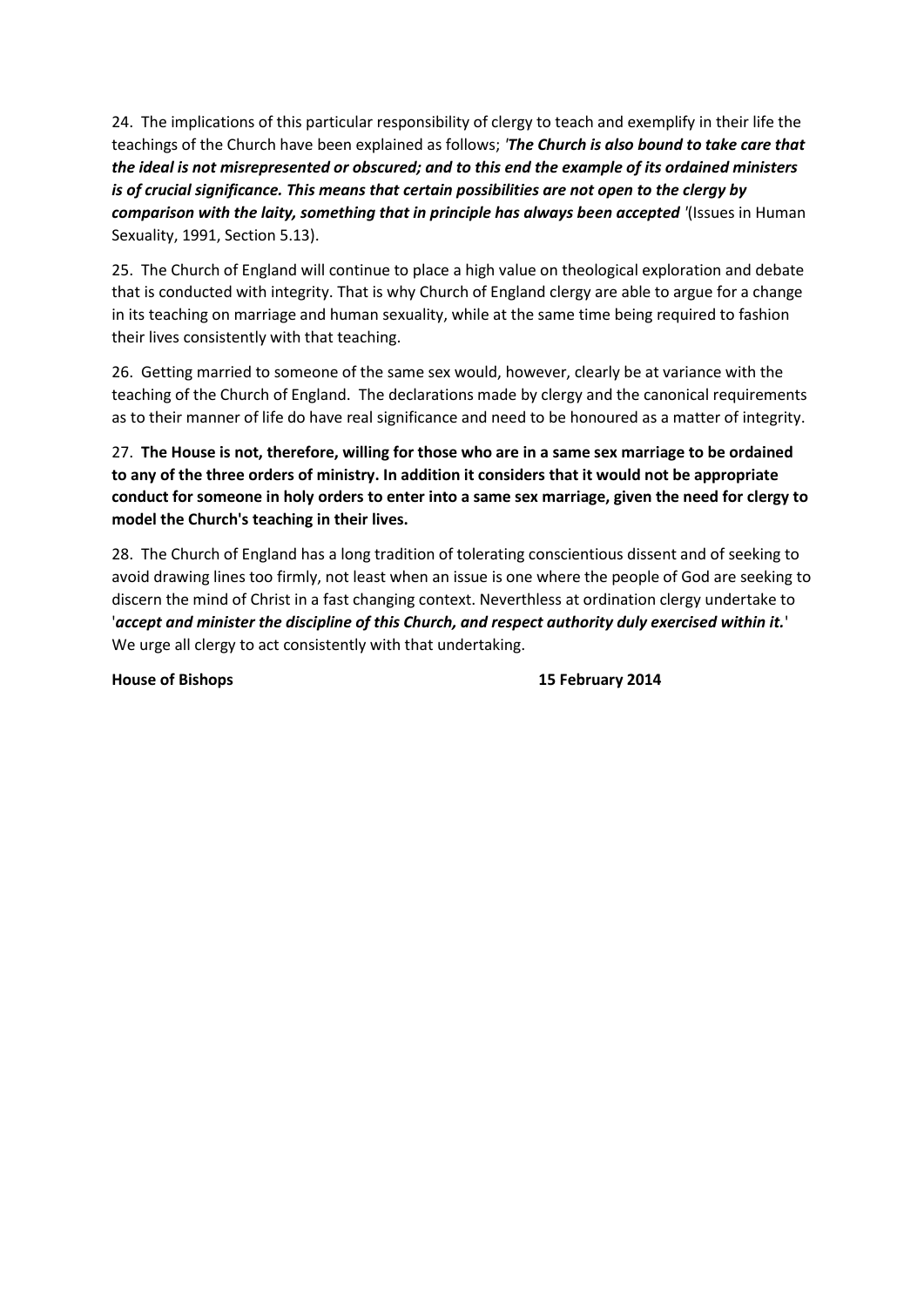24. The implications of this particular responsibility of clergy to teach and exemplify in their life the teachings of the Church have been explained as follows; '***The Church is also bound to take care that the ideal is not misrepresented or obscured; and to this end the example of its ordained ministers is of crucial significance. This means that certain possibilities are not open to the clergy by comparison with the laity, something that in principle has always been accepted*** '(Issues in Human Sexuality, 1991, Section 5.13).

25. The Church of England will continue to place a high value on theological exploration and debate that is conducted with integrity. That is why Church of England clergy are able to argue for a change in its teaching on marriage and human sexuality, while at the same time being required to fashion their lives consistently with that teaching.

26. Getting married to someone of the same sex would, however, clearly be at variance with the teaching of the Church of England. The declarations made by clergy and the canonical requirements as to their manner of life do have real significance and need to be honoured as a matter of integrity.

27. **The House is not, therefore, willing for those who are in a same sex marriage to be ordained to any of the three orders of ministry. In addition it considers that it would not be appropriate conduct for someone in holy orders to enter into a same sex marriage, given the need for clergy to model the Church's teaching in their lives.**

28. The Church of England has a long tradition of tolerating conscientious dissent and of seeking to avoid drawing lines too firmly, not least when an issue is one where the people of God are seeking to discern the mind of Christ in a fast changing context. Neverthless at ordination clergy undertake to '***accept and minister the discipline of this Church, and respect authority duly exercised within it.***' We urge all clergy to act consistently with that undertaking.

**House of Bishops** **15 February 2014**